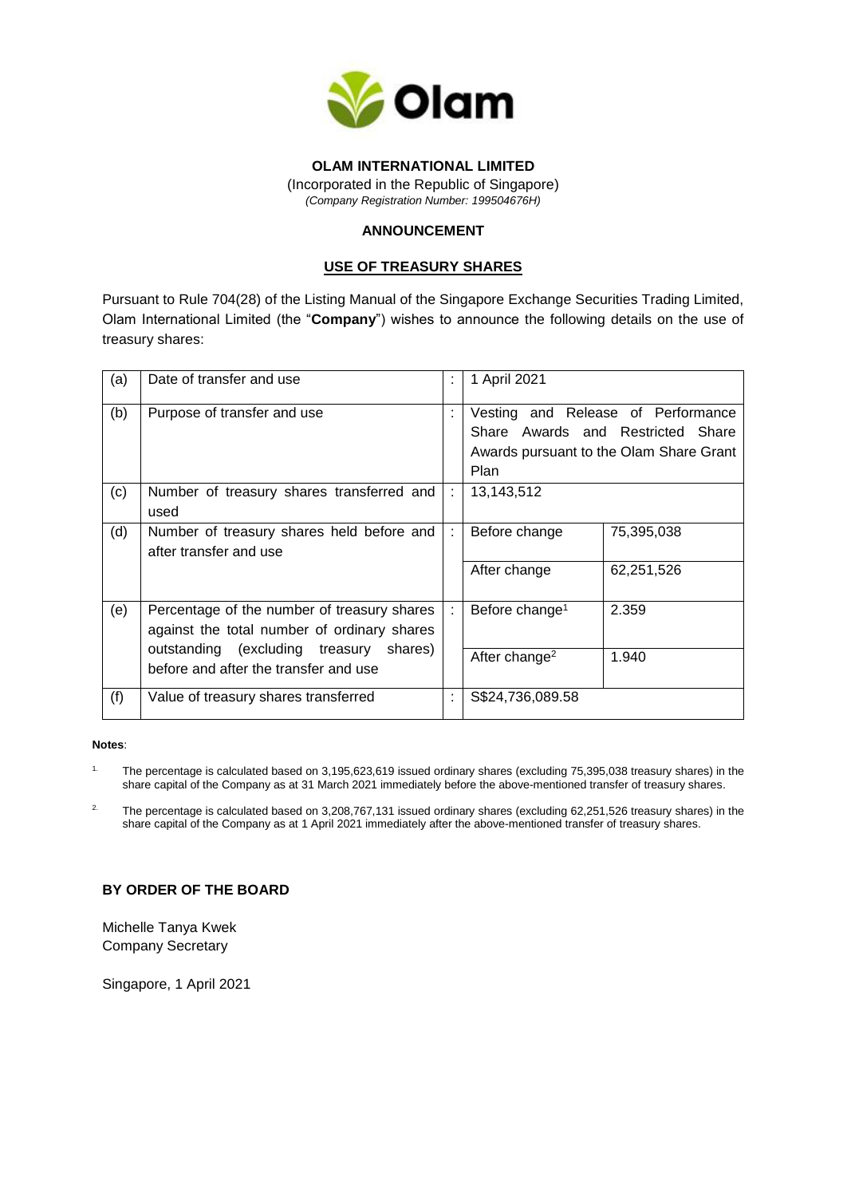**OLAM INTERNATIONAL LIMITED**

(Incorporated in the Republic of Singapore)
*(Company Registration Number: 199504676H)*

**ANNOUNCEMENT**

**USE OF TREASURY SHARES**

Pursuant to Rule 704(28) of the Listing Manual of the Singapore Exchange Securities Trading Limited, Olam International Limited (the "**Company**") wishes to announce the following details on the use of treasury shares:

| | | | | |
|---|---|---|---|---|
| (a) | Date of transfer and use | : | 1 April 2021 | |
| (b) | Purpose of transfer and use | : | Vesting and Release of Performance Share Awards and Restricted Share Awards pursuant to the Olam Share Grant Plan | |
| (c) | Number of treasury shares transferred and used | : | 13,143,512 | |
| (d) | Number of treasury shares held before and after transfer and use | : | Before change | 75,395,038 |
| | | | After change | 62,251,526 |
| (e) | Percentage of the number of treasury shares against the total number of ordinary shares outstanding (excluding treasury shares) before and after the transfer and use | : | Before change[1] | 2.359 |
| | | | After change[2] | 1.940 |
| (f) | Value of treasury shares transferred | : | S$24,736,089.58 | |

**Notes**:

1. The percentage is calculated based on 3,195,623,619 issued ordinary shares (excluding 75,395,038 treasury shares) in the share capital of the Company as at 31 March 2021 immediately before the above-mentioned transfer of treasury shares.

2. The percentage is calculated based on 3,208,767,131 issued ordinary shares (excluding 62,251,526 treasury shares) in the share capital of the Company as at 1 April 2021 immediately after the above-mentioned transfer of treasury shares.

**BY ORDER OF THE BOARD**

Michelle Tanya Kwek
Company Secretary

Singapore, 1 April 2021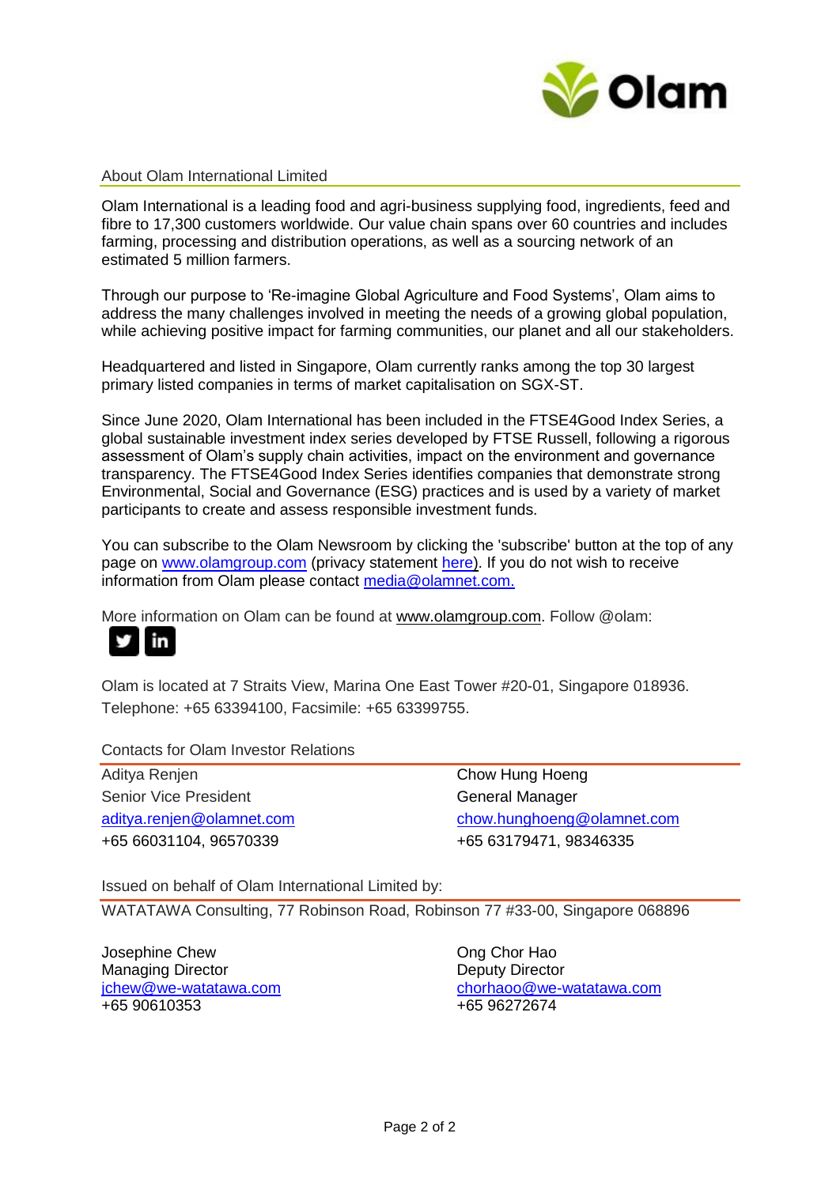## About Olam International Limited

Olam International is a leading food and agri-business supplying food, ingredients, feed and fibre to 17,300 customers worldwide. Our value chain spans over 60 countries and includes farming, processing and distribution operations, as well as a sourcing network of an estimated 5 million farmers.

Through our purpose to 'Re-imagine Global Agriculture and Food Systems', Olam aims to address the many challenges involved in meeting the needs of a growing global population, while achieving positive impact for farming communities, our planet and all our stakeholders.

Headquartered and listed in Singapore, Olam currently ranks among the top 30 largest primary listed companies in terms of market capitalisation on SGX-ST.

Since June 2020, Olam International has been included in the FTSE4Good Index Series, a global sustainable investment index series developed by FTSE Russell, following a rigorous assessment of Olam's supply chain activities, impact on the environment and governance transparency. The FTSE4Good Index Series identifies companies that demonstrate strong Environmental, Social and Governance (ESG) practices and is used by a variety of market participants to create and assess responsible investment funds.

You can subscribe to the Olam Newsroom by clicking the 'subscribe' button at the top of any page on www.olamgroup.com (privacy statement here). If you do not wish to receive information from Olam please contact media@olamnet.com.

More information on Olam can be found at www.olamgroup.com. Follow @olam:

Olam is located at 7 Straits View, Marina One East Tower #20-01, Singapore 018936.
Telephone: +65 63394100, Facsimile: +65 63399755.

## Contacts for Olam Investor Relations

Aditya Renjen
Senior Vice President
aditya.renjen@olamnet.com
+65 66031104, 96570339

Chow Hung Hoeng
General Manager
chow.hunghoeng@olamnet.com
+65 63179471, 98346335

## Issued on behalf of Olam International Limited by:

WATATAWA Consulting, 77 Robinson Road, Robinson 77 #33-00, Singapore 068896

Josephine Chew
Managing Director
jchew@we-watatawa.com
+65 90610353

Ong Chor Hao
Deputy Director
chorhaoo@we-watatawa.com
+65 96272674